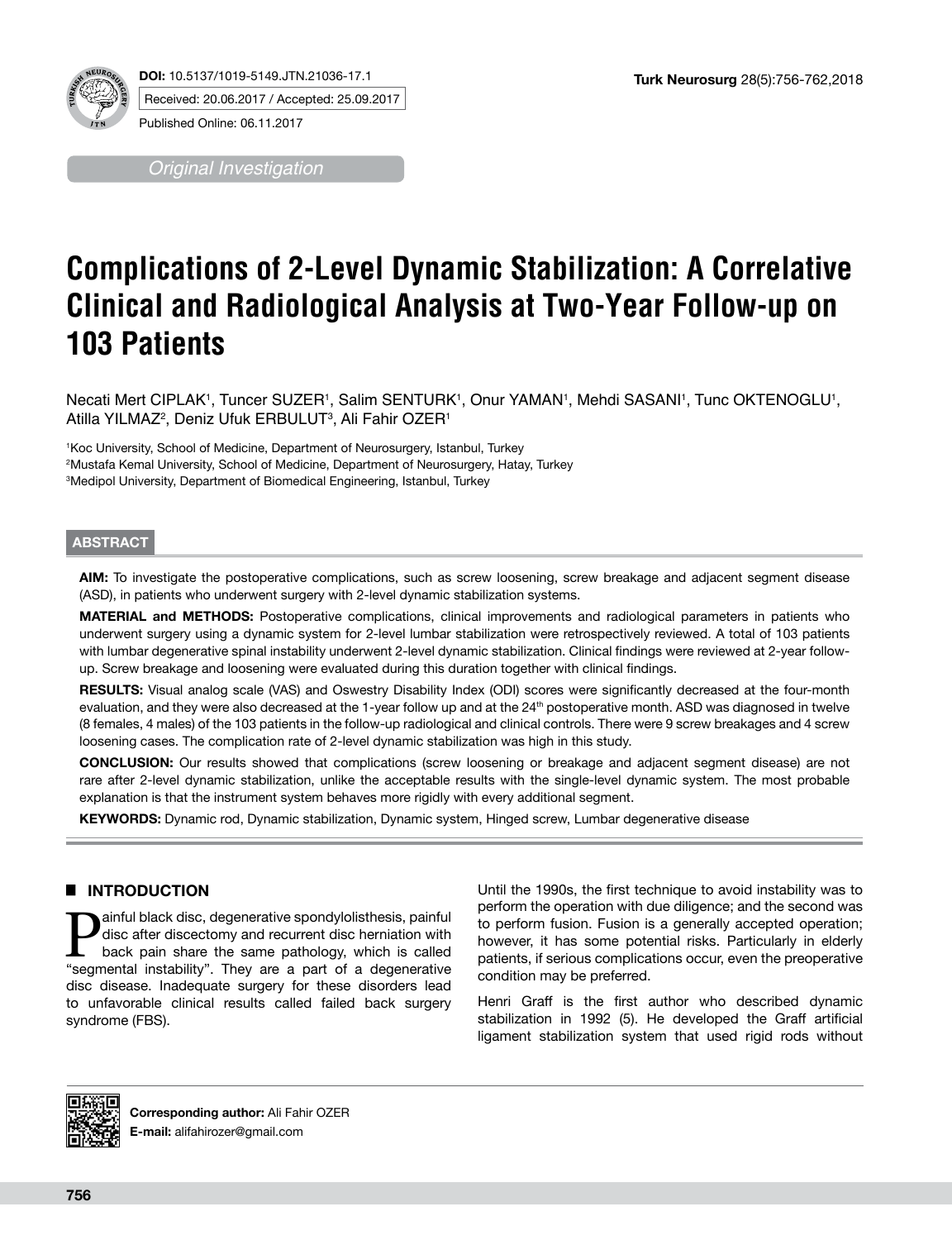**DOI:** 10.5137/1019-5149.JTN.21036-17.1

Received: 20.06.2017 / Accepted: 25.09.2017

Published Online: 06.11.2017

*Original Investigation*

# Complications of 2-Level Dynamic Stabilization: A Correlative Clinical and Radiological Analysis at Two-Year Follow-up on 103 Patients

Necati Mert CIPLAK[1], Tuncer SUZER[1], Salim SENTURK[1], Onur YAMAN[1], Mehdi SASANI[1], Tunc OKTENOGLU[1], Atilla YILMAZ[2], Deniz Ufuk ERBULUT[3], Ali Fahir OZER[1]

[1]Koc University, School of Medicine, Department of Neurosurgery, Istanbul, Turkey
[2]Mustafa Kemal University, School of Medicine, Department of Neurosurgery, Hatay, Turkey
[3]Medipol University, Department of Biomedical Engineering, Istanbul, Turkey

## ABSTRACT

**AIM:** To investigate the postoperative complications, such as screw loosening, screw breakage and adjacent segment disease (ASD), in patients who underwent surgery with 2-level dynamic stabilization systems.

**MATERIAL and METHODS:** Postoperative complications, clinical improvements and radiological parameters in patients who underwent surgery using a dynamic system for 2-level lumbar stabilization were retrospectively reviewed. A total of 103 patients with lumbar degenerative spinal instability underwent 2-level dynamic stabilization. Clinical findings were reviewed at 2-year follow-up. Screw breakage and loosening were evaluated during this duration together with clinical findings.

**RESULTS:** Visual analog scale (VAS) and Oswestry Disability Index (ODI) scores were significantly decreased at the four-month evaluation, and they were also decreased at the 1-year follow up and at the 24$^{th}$ postoperative month. ASD was diagnosed in twelve (8 females, 4 males) of the 103 patients in the follow-up radiological and clinical controls. There were 9 screw breakages and 4 screw loosening cases. The complication rate of 2-level dynamic stabilization was high in this study.

**CONCLUSION:** Our results showed that complications (screw loosening or breakage and adjacent segment disease) are not rare after 2-level dynamic stabilization, unlike the acceptable results with the single-level dynamic system. The most probable explanation is that the instrument system behaves more rigidly with every additional segment.

**KEYWORDS:** Dynamic rod, Dynamic stabilization, Dynamic system, Hinged screw, Lumbar degenerative disease

## ■ INTRODUCTION

Painful black disc, degenerative spondylolisthesis, painful disc after discectomy and recurrent disc herniation with back pain share the same pathology, which is called "segmental instability". They are a part of a degenerative disc disease. Inadequate surgery for these disorders lead to unfavorable clinical results called failed back surgery syndrome (FBS).

Until the 1990s, the first technique to avoid instability was to perform the operation with due diligence; and the second was to perform fusion. Fusion is a generally accepted operation; however, it has some potential risks. Particularly in elderly patients, if serious complications occur, even the preoperative condition may be preferred.

Henri Graff is the first author who described dynamic stabilization in 1992 (5). He developed the Graff artificial ligament stabilization system that used rigid rods without

**Corresponding author:** Ali Fahir OZER
**E-mail:** alifahirozer@gmail.com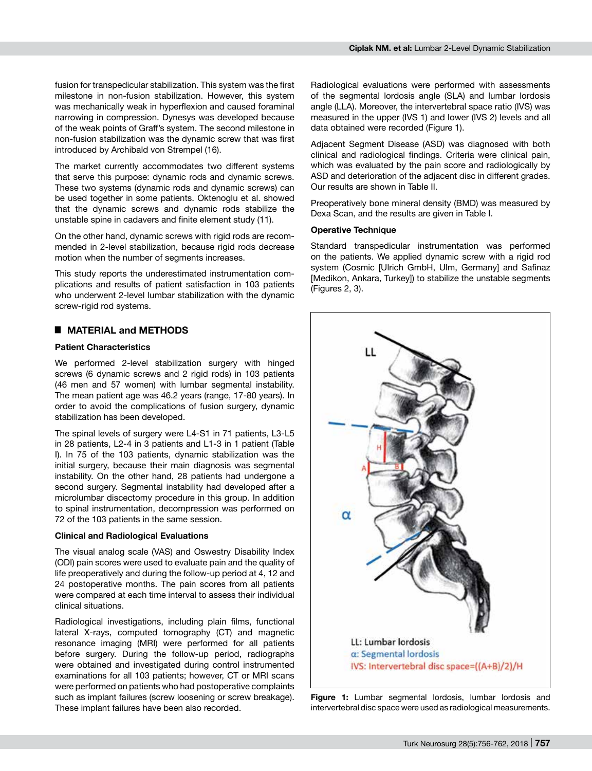fusion for transpedicular stabilization. This system was the first milestone in non-fusion stabilization. However, this system was mechanically weak in hyperflexion and caused foraminal narrowing in compression. Dynesys was developed because of the weak points of Graff's system. The second milestone in non-fusion stabilization was the dynamic screw that was first introduced by Archibald von Strempel (16).

The market currently accommodates two different systems that serve this purpose: dynamic rods and dynamic screws. These two systems (dynamic rods and dynamic screws) can be used together in some patients. Oktenoglu et al. showed that the dynamic screws and dynamic rods stabilize the unstable spine in cadavers and finite element study (11).

On the other hand, dynamic screws with rigid rods are recommended in 2-level stabilization, because rigid rods decrease motion when the number of segments increases.

This study reports the underestimated instrumentation complications and results of patient satisfaction in 103 patients who underwent 2-level lumbar stabilization with the dynamic screw-rigid rod systems.

## MATERIAL and METHODS

### Patient Characteristics

We performed 2-level stabilization surgery with hinged screws (6 dynamic screws and 2 rigid rods) in 103 patients (46 men and 57 women) with lumbar segmental instability. The mean patient age was 46.2 years (range, 17-80 years). In order to avoid the complications of fusion surgery, dynamic stabilization has been developed.

The spinal levels of surgery were L4-S1 in 71 patients, L3-L5 in 28 patients, L2-4 in 3 patients and L1-3 in 1 patient (Table I). In 75 of the 103 patients, dynamic stabilization was the initial surgery, because their main diagnosis was segmental instability. On the other hand, 28 patients had undergone a second surgery. Segmental instability had developed after a microlumbar discectomy procedure in this group. In addition to spinal instrumentation, decompression was performed on 72 of the 103 patients in the same session.

### Clinical and Radiological Evaluations

The visual analog scale (VAS) and Oswestry Disability Index (ODI) pain scores were used to evaluate pain and the quality of life preoperatively and during the follow-up period at 4, 12 and 24 postoperative months. The pain scores from all patients were compared at each time interval to assess their individual clinical situations.

Radiological investigations, including plain films, functional lateral X-rays, computed tomography (CT) and magnetic resonance imaging (MRI) were performed for all patients before surgery. During the follow-up period, radiographs were obtained and investigated during control instrumented examinations for all 103 patients; however, CT or MRI scans were performed on patients who had postoperative complaints such as implant failures (screw loosening or screw breakage). These implant failures have been also recorded.

Radiological evaluations were performed with assessments of the segmental lordosis angle (SLA) and lumbar lordosis angle (LLA). Moreover, the intervertebral space ratio (IVS) was measured in the upper (IVS 1) and lower (IVS 2) levels and all data obtained were recorded (Figure 1).

Adjacent Segment Disease (ASD) was diagnosed with both clinical and radiological findings. Criteria were clinical pain, which was evaluated by the pain score and radiologically by ASD and deterioration of the adjacent disc in different grades. Our results are shown in Table II.

Preoperatively bone mineral density (BMD) was measured by Dexa Scan, and the results are given in Table I.

### Operative Technique

Standard transpedicular instrumentation was performed on the patients. We applied dynamic screw with a rigid rod system (Cosmic [Ulrich GmbH, Ulm, Germany] and Safinaz [Medikon, Ankara, Turkey]) to stabilize the unstable segments (Figures 2, 3).

LL: Lumbar lordosis
α: Segmental lordosis
IVS: Intervertebral disc space=((A+B)/2)/H

**Figure 1:** Lumbar segmental lordosis, lumbar lordosis and intervertebral disc space were used as radiological measurements.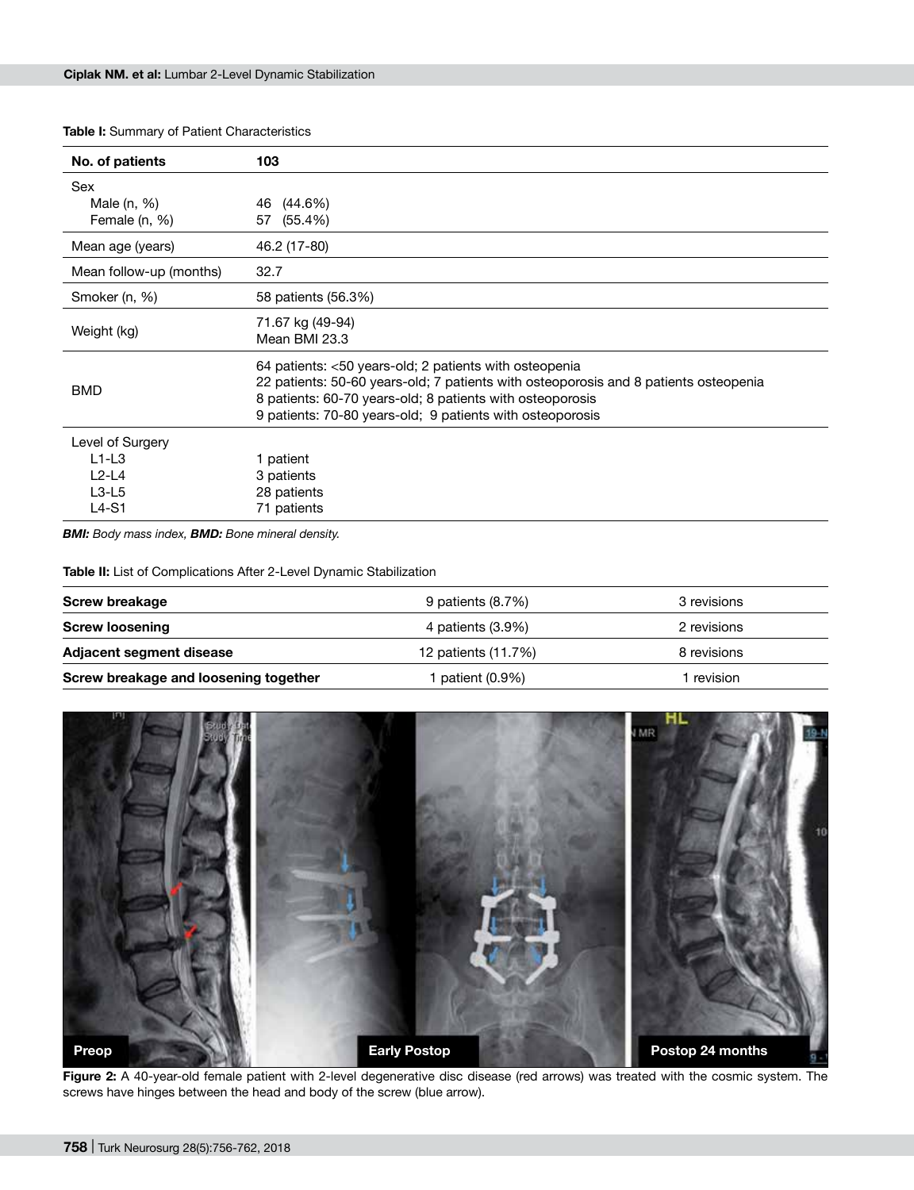**Table I:** Summary of Patient Characteristics

| No. of patients | 103 |
|---|---|
| Sex<br>Male (n, %)<br>Female (n, %) | <br>46 (44.6%)<br>57 (55.4%) |
| Mean age (years) | 46.2 (17-80) |
| Mean follow-up (months) | 32.7 |
| Smoker (n, %) | 58 patients (56.3%) |
| Weight (kg) | 71.67 kg (49-94)<br>Mean BMI 23.3 |
| BMD | 64 patients: <50 years-old; 2 patients with osteopenia<br>22 patients: 50-60 years-old; 7 patients with osteoporosis and 8 patients osteopenia<br>8 patients: 60-70 years-old; 8 patients with osteoporosis<br>9 patients: 70-80 years-old; 9 patients with osteoporosis |
| Level of Surgery<br>L1-L3<br>L2-L4<br>L3-L5<br>L4-S1 | <br>1 patient<br>3 patients<br>28 patients<br>71 patients |

***BMI:*** *Body mass index,* ***BMD:*** *Bone mineral density.*

**Table II:** List of Complications After 2-Level Dynamic Stabilization

| | | |
|---|---|---|
| **Screw breakage** | 9 patients (8.7%) | 3 revisions |
| **Screw loosening** | 4 patients (3.9%) | 2 revisions |
| **Adjacent segment disease** | 12 patients (11.7%) | 8 revisions |
| **Screw breakage and loosening together** | 1 patient (0.9%) | 1 revision |

**Figure 2:** A 40-year-old female patient with 2-level degenerative disc disease (red arrows) was treated with the cosmic system. The screws have hinges between the head and body of the screw (blue arrow).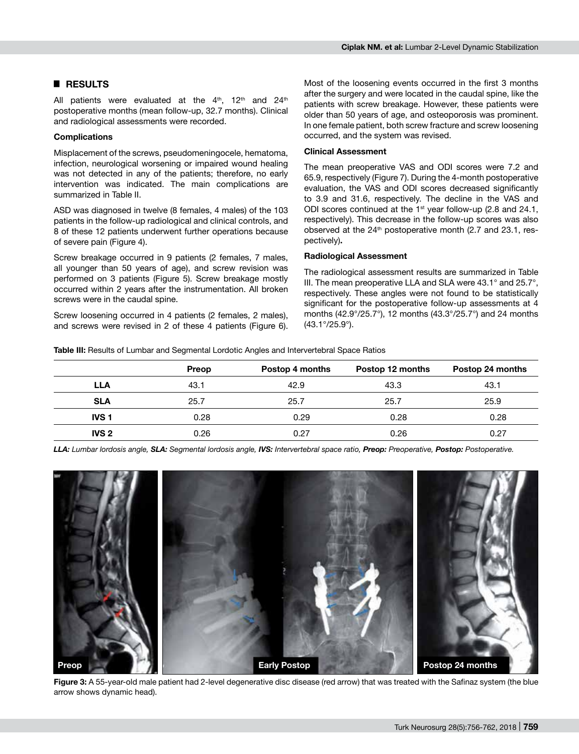## RESULTS

All patients were evaluated at the 4th, 12th and 24th postoperative months (mean follow-up, 32.7 months). Clinical and radiological assessments were recorded.

### Complications

Misplacement of the screws, pseudomeningocele, hematoma, infection, neurological worsening or impaired wound healing was not detected in any of the patients; therefore, no early intervention was indicated. The main complications are summarized in Table II.

ASD was diagnosed in twelve (8 females, 4 males) of the 103 patients in the follow-up radiological and clinical controls, and 8 of these 12 patients underwent further operations because of severe pain (Figure 4).

Screw breakage occurred in 9 patients (2 females, 7 males, all younger than 50 years of age), and screw revision was performed on 3 patients (Figure 5). Screw breakage mostly occurred within 2 years after the instrumentation. All broken screws were in the caudal spine.

Screw loosening occurred in 4 patients (2 females, 2 males), and screws were revised in 2 of these 4 patients (Figure 6). Most of the loosening events occurred in the first 3 months after the surgery and were located in the caudal spine, like the patients with screw breakage. However, these patients were older than 50 years of age, and osteoporosis was prominent. In one female patient, both screw fracture and screw loosening occurred, and the system was revised.

### Clinical Assessment

The mean preoperative VAS and ODI scores were 7.2 and 65.9, respectively (Figure 7). During the 4-month postoperative evaluation, the VAS and ODI scores decreased significantly to 3.9 and 31.6, respectively. The decline in the VAS and ODI scores continued at the 1st year follow-up (2.8 and 24.1, respectively). This decrease in the follow-up scores was also observed at the 24th postoperative month (2.7 and 23.1, respectively).

### Radiological Assessment

The radiological assessment results are summarized in Table III. The mean preoperative LLA and SLA were 43.1° and 25.7°, respectively. These angles were not found to be statistically significant for the postoperative follow-up assessments at 4 months (42.9°/25.7°), 12 months (43.3°/25.7°) and 24 months (43.1°/25.9°).

**Table III:** Results of Lumbar and Segmental Lordotic Angles and Intervertebral Space Ratios

| | Preop | Postop 4 months | Postop 12 months | Postop 24 months |
|---|---|---|---|---|
| **LLA** | 43.1 | 42.9 | 43.3 | 43.1 |
| **SLA** | 25.7 | 25.7 | 25.7 | 25.9 |
| **IVS 1** | 0.28 | 0.29 | 0.28 | 0.28 |
| **IVS 2** | 0.26 | 0.27 | 0.26 | 0.27 |

***LLA:** Lumbar lordosis angle, **SLA:** Segmental lordosis angle, **IVS:** Intervertebral space ratio, **Preop:** Preoperative, **Postop:** Postoperative.*

**Figure 3:** A 55-year-old male patient had 2-level degenerative disc disease (red arrow) that was treated with the Safinaz system (the blue arrow shows dynamic head).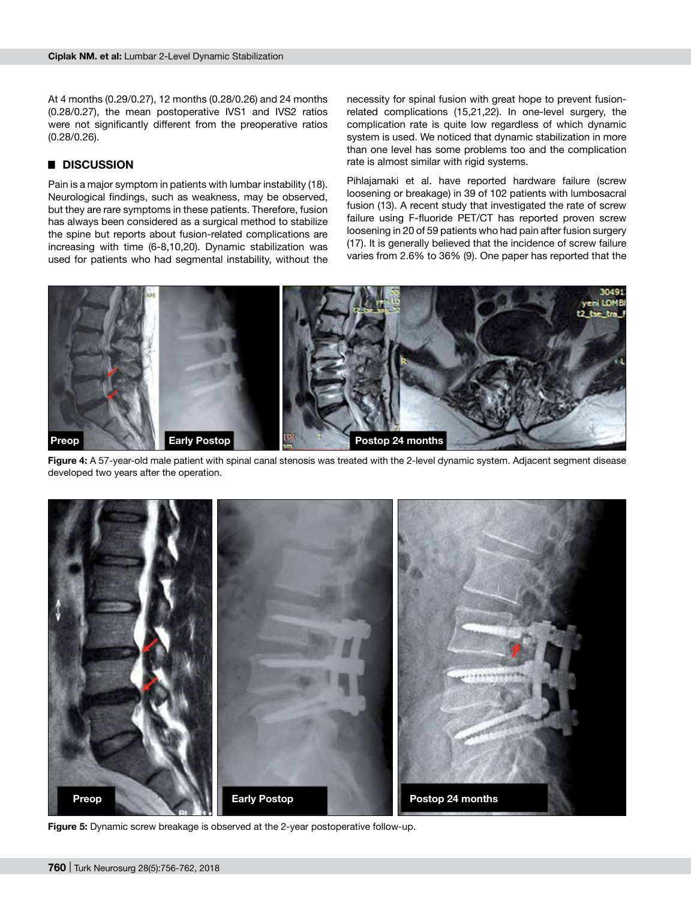At 4 months (0.29/0.27), 12 months (0.28/0.26) and 24 months (0.28/0.27), the mean postoperative IVS1 and IVS2 ratios were not significantly different from the preoperative ratios (0.28/0.26).

## ■ DISCUSSION

Pain is a major symptom in patients with lumbar instability (18). Neurological findings, such as weakness, may be observed, but they are rare symptoms in these patients. Therefore, fusion has always been considered as a surgical method to stabilize the spine but reports about fusion-related complications are increasing with time (6-8,10,20). Dynamic stabilization was used for patients who had segmental instability, without the necessity for spinal fusion with great hope to prevent fusion-related complications (15,21,22). In one-level surgery, the complication rate is quite low regardless of which dynamic system is used. We noticed that dynamic stabilization in more than one level has some problems too and the complication rate is almost similar with rigid systems.

Pihlajamaki et al. have reported hardware failure (screw loosening or breakage) in 39 of 102 patients with lumbosacral fusion (13). A recent study that investigated the rate of screw failure using F-fluoride PET/CT has reported proven screw loosening in 20 of 59 patients who had pain after fusion surgery (17). It is generally believed that the incidence of screw failure varies from 2.6% to 36% (9). One paper has reported that the

**Figure 4:** A 57-year-old male patient with spinal canal stenosis was treated with the 2-level dynamic system. Adjacent segment disease developed two years after the operation.

**Figure 5:** Dynamic screw breakage is observed at the 2-year postoperative follow-up.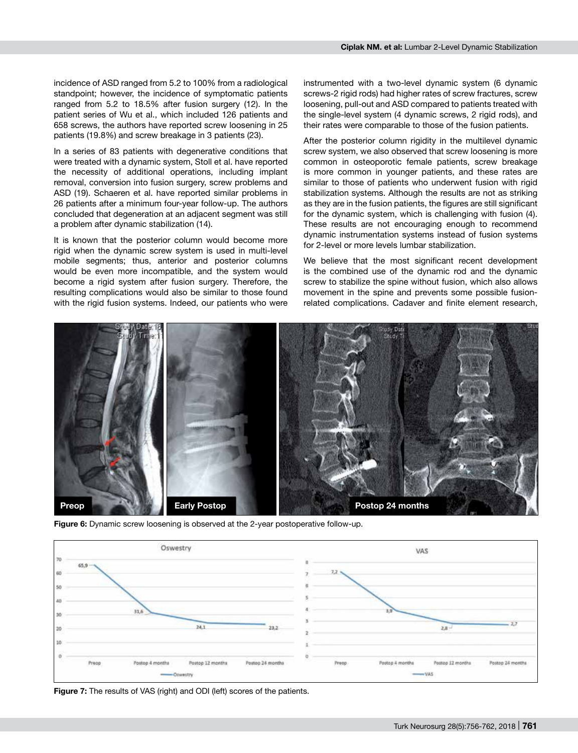incidence of ASD ranged from 5.2 to 100% from a radiological standpoint; however, the incidence of symptomatic patients ranged from 5.2 to 18.5% after fusion surgery (12). In the patient series of Wu et al., which included 126 patients and 658 screws, the authors have reported screw loosening in 25 patients (19.8%) and screw breakage in 3 patients (23).

In a series of 83 patients with degenerative conditions that were treated with a dynamic system, Stoll et al. have reported the necessity of additional operations, including implant removal, conversion into fusion surgery, screw problems and ASD (19). Schaeren et al. have reported similar problems in 26 patients after a minimum four-year follow-up. The authors concluded that degeneration at an adjacent segment was still a problem after dynamic stabilization (14).

It is known that the posterior column would become more rigid when the dynamic screw system is used in multi-level mobile segments; thus, anterior and posterior columns would be even more incompatible, and the system would become a rigid system after fusion surgery. Therefore, the resulting complications would also be similar to those found with the rigid fusion systems. Indeed, our patients who were instrumented with a two-level dynamic system (6 dynamic screws-2 rigid rods) had higher rates of screw fractures, screw loosening, pull-out and ASD compared to patients treated with the single-level system (4 dynamic screws, 2 rigid rods), and their rates were comparable to those of the fusion patients.

After the posterior column rigidity in the multilevel dynamic screw system, we also observed that screw loosening is more common in osteoporotic female patients, screw breakage is more common in younger patients, and these rates are similar to those of patients who underwent fusion with rigid stabilization systems. Although the results are not as striking as they are in the fusion patients, the figures are still significant for the dynamic system, which is challenging with fusion (4). These results are not encouraging enough to recommend dynamic instrumentation systems instead of fusion systems for 2-level or more levels lumbar stabilization.

We believe that the most significant recent development is the combined use of the dynamic rod and the dynamic screw to stabilize the spine without fusion, which also allows movement in the spine and prevents some possible fusion-related complications. Cadaver and finite element research,

**Figure 6:** Dynamic screw loosening is observed at the 2-year postoperative follow-up.

**Figure 7:** The results of VAS (right) and ODI (left) scores of the patients.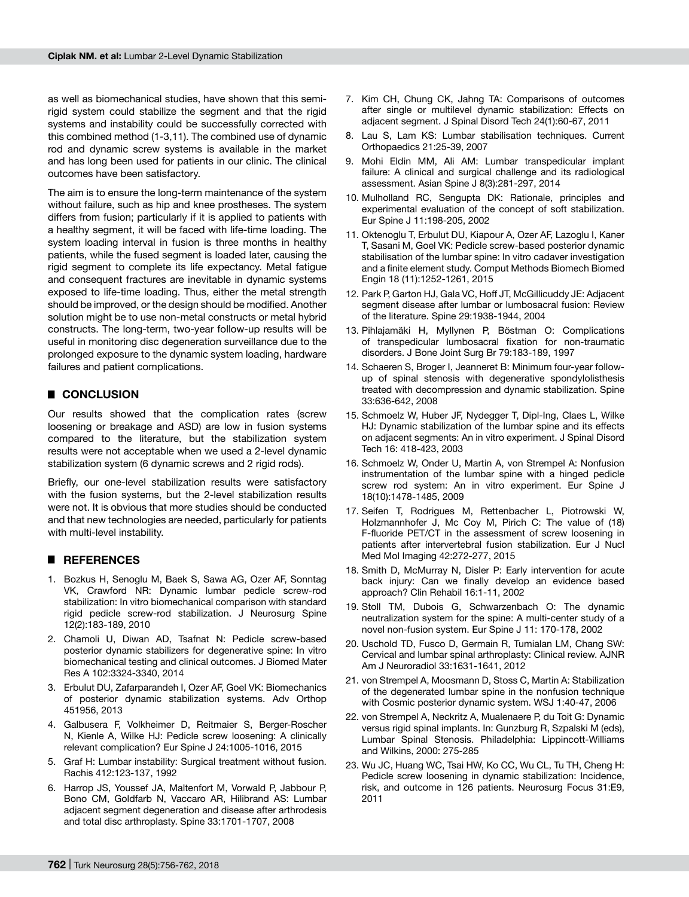as well as biomechanical studies, have shown that this semi-rigid system could stabilize the segment and that the rigid systems and instability could be successfully corrected with this combined method (1-3,11). The combined use of dynamic rod and dynamic screw systems is available in the market and has long been used for patients in our clinic. The clinical outcomes have been satisfactory.

The aim is to ensure the long-term maintenance of the system without failure, such as hip and knee prostheses. The system differs from fusion; particularly if it is applied to patients with a healthy segment, it will be faced with life-time loading. The system loading interval in fusion is three months in healthy patients, while the fused segment is loaded later, causing the rigid segment to complete its life expectancy. Metal fatigue and consequent fractures are inevitable in dynamic systems exposed to life-time loading. Thus, either the metal strength should be improved, or the design should be modified. Another solution might be to use non-metal constructs or metal hybrid constructs. The long-term, two-year follow-up results will be useful in monitoring disc degeneration surveillance due to the prolonged exposure to the dynamic system loading, hardware failures and patient complications.

## CONCLUSION

Our results showed that the complication rates (screw loosening or breakage and ASD) are low in fusion systems compared to the literature, but the stabilization system results were not acceptable when we used a 2-level dynamic stabilization system (6 dynamic screws and 2 rigid rods).

Briefly, our one-level stabilization results were satisfactory with the fusion systems, but the 2-level stabilization results were not. It is obvious that more studies should be conducted and that new technologies are needed, particularly for patients with multi-level instability.

## REFERENCES

1. Bozkus H, Senoglu M, Baek S, Sawa AG, Ozer AF, Sonntag VK, Crawford NR: Dynamic lumbar pedicle screw-rod stabilization: In vitro biomechanical comparison with standard rigid pedicle screw-rod stabilization. J Neurosurg Spine 12(2):183-189, 2010
2. Chamoli U, Diwan AD, Tsafnat N: Pedicle screw-based posterior dynamic stabilizers for degenerative spine: In vitro biomechanical testing and clinical outcomes. J Biomed Mater Res A 102:3324-3340, 2014
3. Erbulut DU, Zafarparandeh I, Ozer AF, Goel VK: Biomechanics of posterior dynamic stabilization systems. Adv Orthop 451956, 2013
4. Galbusera F, Volkheimer D, Reitmaier S, Berger-Roscher N, Kienle A, Wilke HJ: Pedicle screw loosening: A clinically relevant complication? Eur Spine J 24:1005-1016, 2015
5. Graf H: Lumbar instability: Surgical treatment without fusion. Rachis 412:123-137, 1992
6. Harrop JS, Youssef JA, Maltenfort M, Vorwald P, Jabbour P, Bono CM, Goldfarb N, Vaccaro AR, Hilibrand AS: Lumbar adjacent segment degeneration and disease after arthrodesis and total disc arthroplasty. Spine 33:1701-1707, 2008
7. Kim CH, Chung CK, Jahng TA: Comparisons of outcomes after single or multilevel dynamic stabilization: Effects on adjacent segment. J Spinal Disord Tech 24(1):60-67, 2011
8. Lau S, Lam KS: Lumbar stabilisation techniques. Current Orthopaedics 21:25-39, 2007
9. Mohi Eldin MM, Ali AM: Lumbar transpedicular implant failure: A clinical and surgical challenge and its radiological assessment. Asian Spine J 8(3):281-297, 2014
10. Mulholland RC, Sengupta DK: Rationale, principles and experimental evaluation of the concept of soft stabilization. Eur Spine J 11:198-205, 2002
11. Oktenoglu T, Erbulut DU, Kiapour A, Ozer AF, Lazoglu I, Kaner T, Sasani M, Goel VK: Pedicle screw-based posterior dynamic stabilisation of the lumbar spine: In vitro cadaver investigation and a finite element study. Comput Methods Biomech Biomed Engin 18 (11):1252-1261, 2015
12. Park P, Garton HJ, Gala VC, Hoff JT, McGillicuddy JE: Adjacent segment disease after lumbar or lumbosacral fusion: Review of the literature. Spine 29:1938-1944, 2004
13. Pihlajamäki H, Myllynen P, Böstman O: Complications of transpedicular lumbosacral fixation for non-traumatic disorders. J Bone Joint Surg Br 79:183-189, 1997
14. Schaeren S, Broger I, Jeanneret B: Minimum four-year follow-up of spinal stenosis with degenerative spondylolisthesis treated with decompression and dynamic stabilization. Spine 33:636-642, 2008
15. Schmoelz W, Huber JF, Nydegger T, Dipl-Ing, Claes L, Wilke HJ: Dynamic stabilization of the lumbar spine and its effects on adjacent segments: An in vitro experiment. J Spinal Disord Tech 16: 418-423, 2003
16. Schmoelz W, Onder U, Martin A, von Strempel A: Nonfusion instrumentation of the lumbar spine with a hinged pedicle screw rod system: An in vitro experiment. Eur Spine J 18(10):1478-1485, 2009
17. Seifen T, Rodrigues M, Rettenbacher L, Piotrowski W, Holzmannhofer J, Mc Coy M, Pirich C: The value of (18) F-fluoride PET/CT in the assessment of screw loosening in patients after intervertebral fusion stabilization. Eur J Nucl Med Mol Imaging 42:272-277, 2015
18. Smith D, McMurray N, Disler P: Early intervention for acute back injury: Can we finally develop an evidence based approach? Clin Rehabil 16:1-11, 2002
19. Stoll TM, Dubois G, Schwarzenbach O: The dynamic neutralization system for the spine: A multi-center study of a novel non-fusion system. Eur Spine J 11: 170-178, 2002
20. Uschold TD, Fusco D, Germain R, Tumialan LM, Chang SW: Cervical and lumbar spinal arthroplasty: Clinical review. AJNR Am J Neuroradiol 33:1631-1641, 2012
21. von Strempel A, Moosmann D, Stoss C, Martin A: Stabilization of the degenerated lumbar spine in the nonfusion technique with Cosmic posterior dynamic system. WSJ 1:40-47, 2006
22. von Strempel A, Neckritz A, Mualenaere P, du Toit G: Dynamic versus rigid spinal implants. In: Gunzburg R, Szpalski M (eds), Lumbar Spinal Stenosis. Philadelphia: Lippincott-Williams and Wilkins, 2000: 275-285
23. Wu JC, Huang WC, Tsai HW, Ko CC, Wu CL, Tu TH, Cheng H: Pedicle screw loosening in dynamic stabilization: Incidence, risk, and outcome in 126 patients. Neurosurg Focus 31:E9, 2011